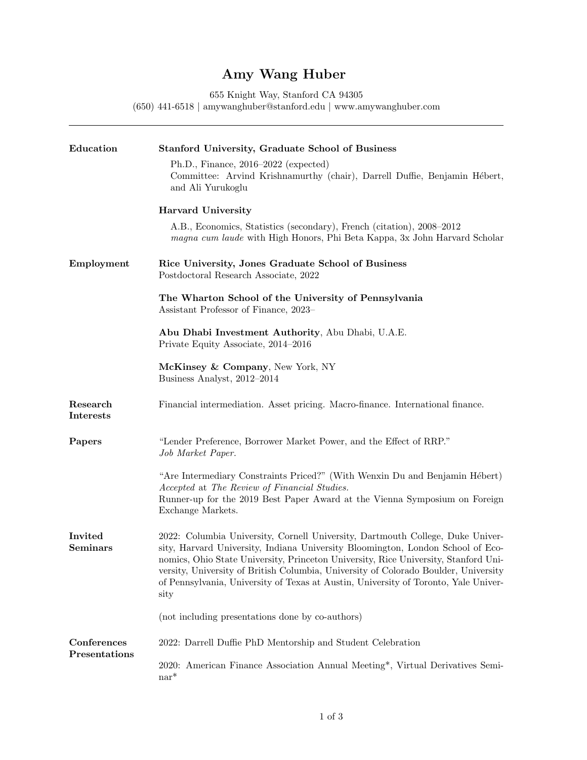# Amy Wang Huber

655 Knight Way, Stanford CA 94305
(650) 441-6518 | amywanghuber@stanford.edu | www.amywanghuber.com

---

## Education

**Stanford University, Graduate School of Business**

Ph.D., Finance, 2016–2022 (expected)
Committee: Arvind Krishnamurthy (chair), Darrell Duffie, Benjamin Hébert, and Ali Yurukoglu

**Harvard University**

A.B., Economics, Statistics (secondary), French (citation), 2008–2012
*magna cum laude* with High Honors, Phi Beta Kappa, 3x John Harvard Scholar

## Employment

**Rice University, Jones Graduate School of Business**
Postdoctoral Research Associate, 2022

**The Wharton School of the University of Pennsylvania**
Assistant Professor of Finance, 2023–

**Abu Dhabi Investment Authority**, Abu Dhabi, U.A.E.
Private Equity Associate, 2014–2016

**McKinsey & Company**, New York, NY
Business Analyst, 2012–2014

## Research Interests

Financial intermediation. Asset pricing. Macro-finance. International finance.

## Papers

"Lender Preference, Borrower Market Power, and the Effect of RRP."
*Job Market Paper.*

"Are Intermediary Constraints Priced?" (With Wenxin Du and Benjamin Hébert)
*Accepted* at *The Review of Financial Studies.*
Runner-up for the 2019 Best Paper Award at the Vienna Symposium on Foreign Exchange Markets.

## Invited Seminars

2022: Columbia University, Cornell University, Dartmouth College, Duke University, Harvard University, Indiana University Bloomington, London School of Economics, Ohio State University, Princeton University, Rice University, Stanford University, University of British Columbia, University of Colorado Boulder, University of Pennsylvania, University of Texas at Austin, University of Toronto, Yale University

(not including presentations done by co-authors)

## Conferences Presentations

2022: Darrell Duffie PhD Mentorship and Student Celebration

2020: American Finance Association Annual Meeting*, Virtual Derivatives Seminar*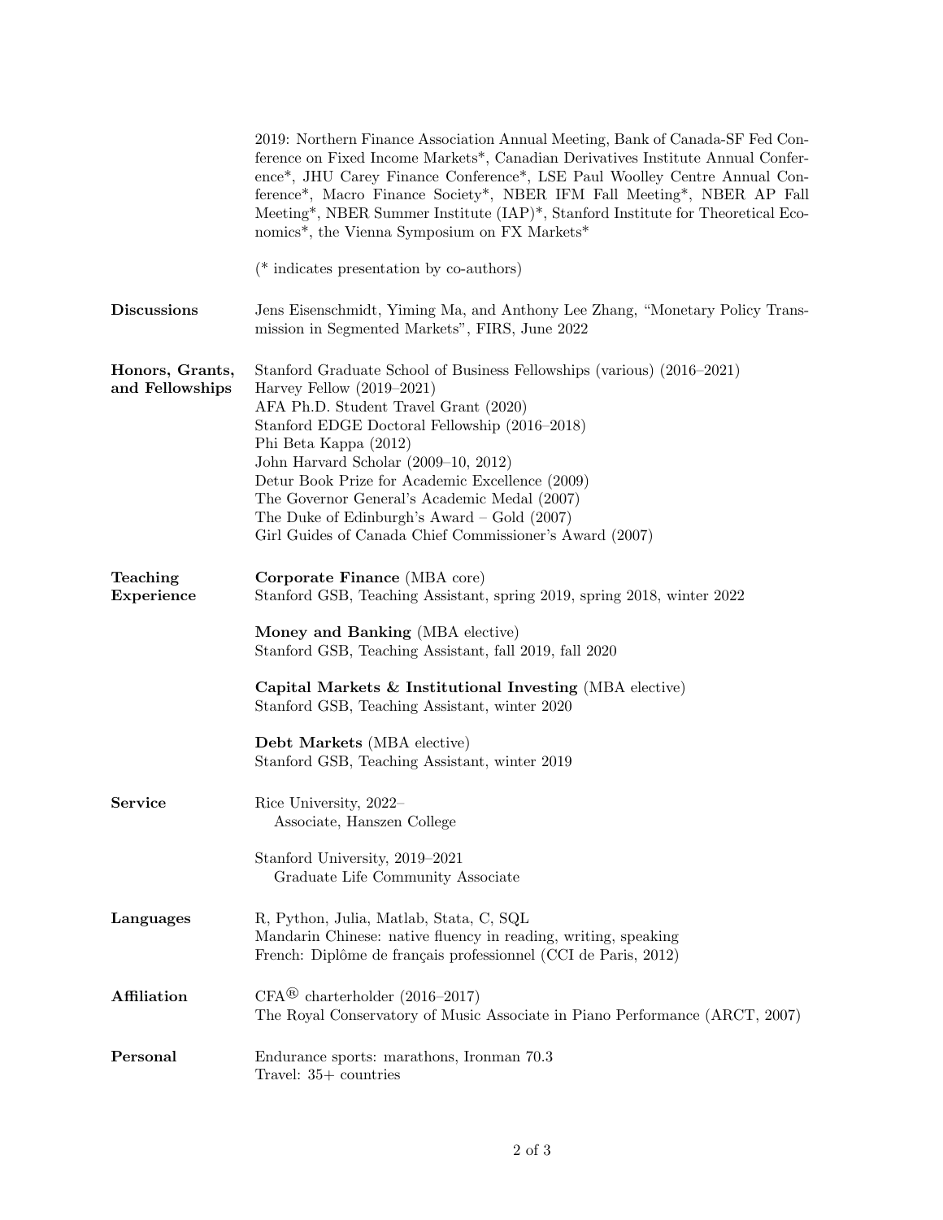2019: Northern Finance Association Annual Meeting, Bank of Canada-SF Fed Conference on Fixed Income Markets*, Canadian Derivatives Institute Annual Conference*, JHU Carey Finance Conference*, LSE Paul Woolley Centre Annual Conference*, Macro Finance Society*, NBER IFM Fall Meeting*, NBER AP Fall Meeting*, NBER Summer Institute (IAP)*, Stanford Institute for Theoretical Economics*, the Vienna Symposium on FX Markets*

(* indicates presentation by co-authors)

## Discussions

Jens Eisenschmidt, Yiming Ma, and Anthony Lee Zhang, "Monetary Policy Transmission in Segmented Markets", FIRS, June 2022

## Honors, Grants, and Fellowships

Stanford Graduate School of Business Fellowships (various) (2016–2021)
Harvey Fellow (2019–2021)
AFA Ph.D. Student Travel Grant (2020)
Stanford EDGE Doctoral Fellowship (2016–2018)
Phi Beta Kappa (2012)
John Harvard Scholar (2009–10, 2012)
Detur Book Prize for Academic Excellence (2009)
The Governor General's Academic Medal (2007)
The Duke of Edinburgh's Award – Gold (2007)
Girl Guides of Canada Chief Commissioner's Award (2007)

## Teaching Experience

**Corporate Finance** (MBA core)
Stanford GSB, Teaching Assistant, spring 2019, spring 2018, winter 2022

**Money and Banking** (MBA elective)
Stanford GSB, Teaching Assistant, fall 2019, fall 2020

**Capital Markets & Institutional Investing** (MBA elective)
Stanford GSB, Teaching Assistant, winter 2020

**Debt Markets** (MBA elective)
Stanford GSB, Teaching Assistant, winter 2019

## Service

Rice University, 2022–
Associate, Hanszen College

Stanford University, 2019–2021
Graduate Life Community Associate

## Languages

R, Python, Julia, Matlab, Stata, C, SQL
Mandarin Chinese: native fluency in reading, writing, speaking
French: Diplôme de français professionnel (CCI de Paris, 2012)

## Affiliation

CFA® charterholder (2016–2017)
The Royal Conservatory of Music Associate in Piano Performance (ARCT, 2007)

## Personal

Endurance sports: marathons, Ironman 70.3
Travel: 35+ countries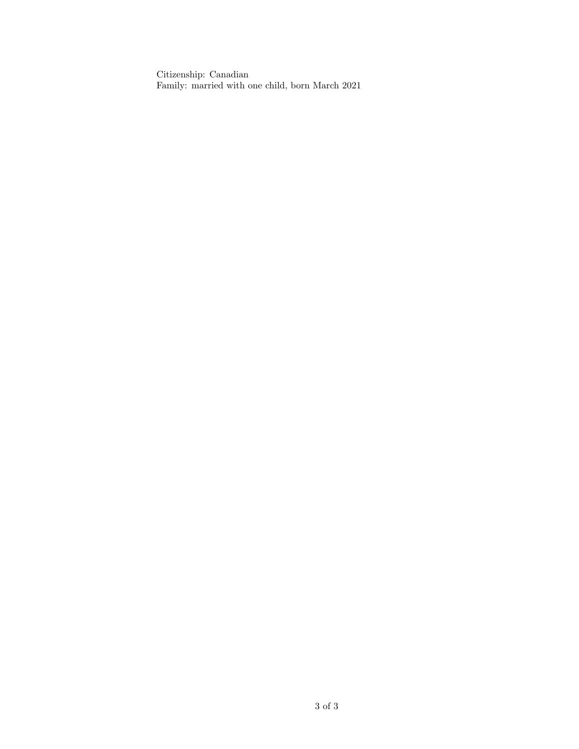Citizenship: Canadian
Family: married with one child, born March 2021